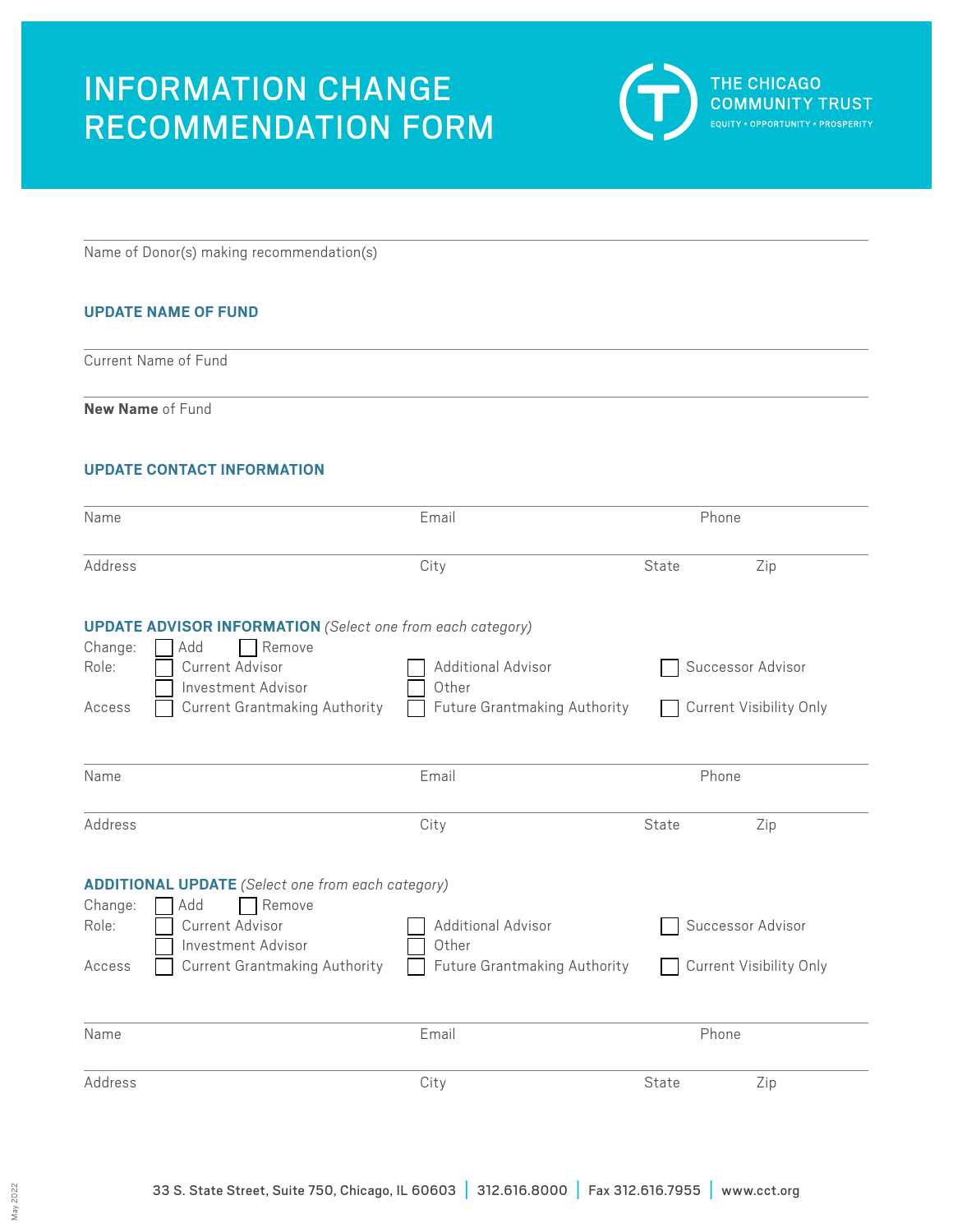# INFORMATION CHANGE RECOMMENDATION FORM

THE CHICAGO COMMUNITY TRUST
EQUITY • OPPORTUNITY • PROSPERITY

Name of Donor(s) making recommendation(s)

## UPDATE NAME OF FUND

Current Name of Fund

**New Name** of Fund

## UPDATE CONTACT INFORMATION

Name | Email | Phone

Address | City | State | Zip

## UPDATE ADVISOR INFORMATION *(Select one from each category)*

Change: ☐ Add ☐ Remove

Role: ☐ Current Advisor ☐ Additional Advisor ☐ Successor Advisor ☐ Investment Advisor ☐ Other

Access ☐ Current Grantmaking Authority ☐ Future Grantmaking Authority ☐ Current Visibility Only

Name | Email | Phone

Address | City | State | Zip

## ADDITIONAL UPDATE *(Select one from each category)*

Change: ☐ Add ☐ Remove

Role: ☐ Current Advisor ☐ Additional Advisor ☐ Successor Advisor ☐ Investment Advisor ☐ Other

Access ☐ Current Grantmaking Authority ☐ Future Grantmaking Authority ☐ Current Visibility Only

Name | Email | Phone

Address | City | State | Zip

33 S. State Street, Suite 750, Chicago, IL 60603 | 312.616.8000 | Fax 312.616.7955 | www.cct.org

May 2022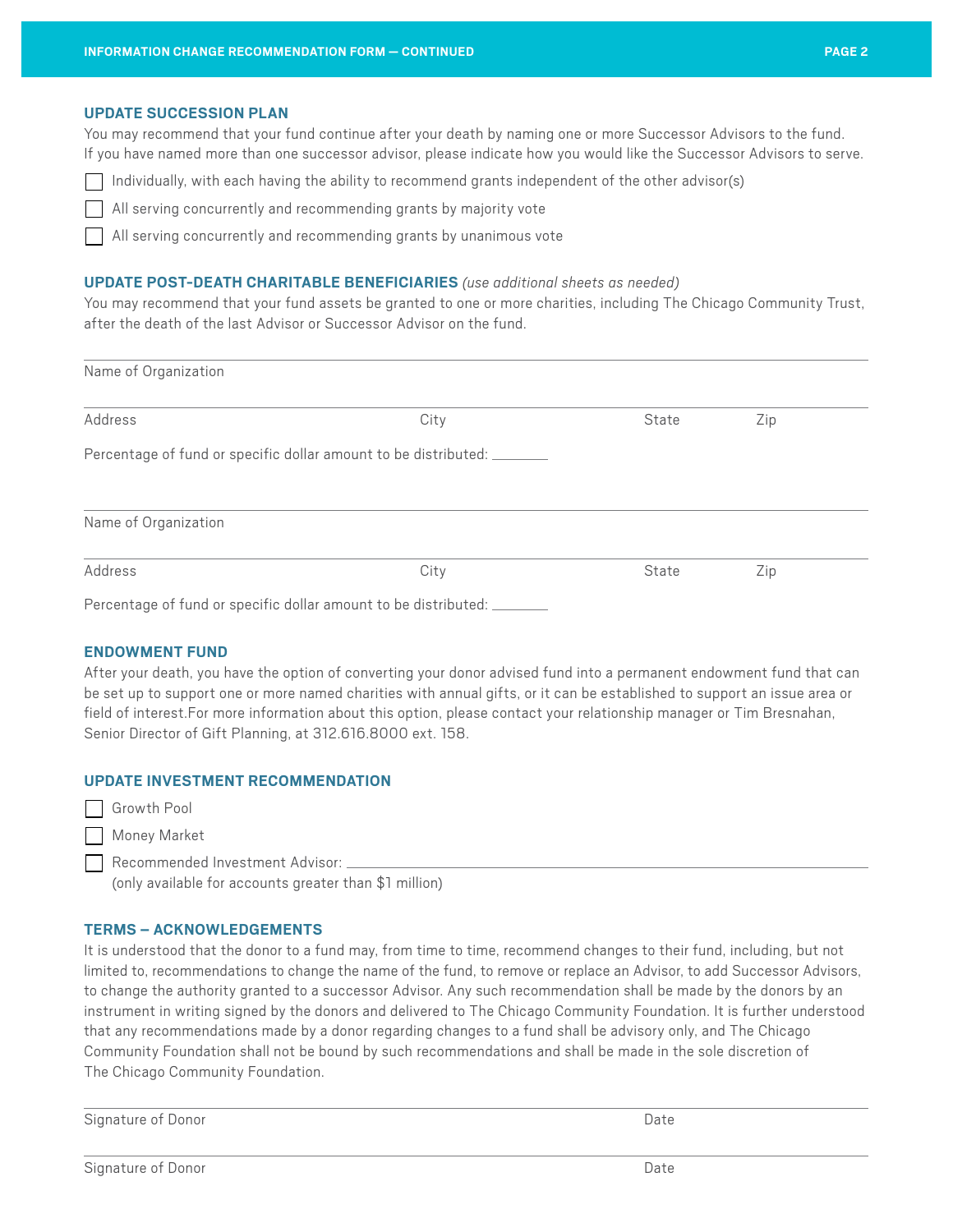## UPDATE SUCCESSION PLAN

You may recommend that your fund continue after your death by naming one or more Successor Advisors to the fund. If you have named more than one successor advisor, please indicate how you would like the Successor Advisors to serve.

- ☐ Individually, with each having the ability to recommend grants independent of the other advisor(s)
- ☐ All serving concurrently and recommending grants by majority vote
- ☐ All serving concurrently and recommending grants by unanimous vote

## UPDATE POST-DEATH CHARITABLE BENEFICIARIES *(use additional sheets as needed)*

You may recommend that your fund assets be granted to one or more charities, including The Chicago Community Trust, after the death of the last Advisor or Successor Advisor on the fund.

Name of Organization

Address | City | State | Zip

Percentage of fund or specific dollar amount to be distributed: ________

Name of Organization

Address | City | State | Zip

Percentage of fund or specific dollar amount to be distributed: ________

## ENDOWMENT FUND

After your death, you have the option of converting your donor advised fund into a permanent endowment fund that can be set up to support one or more named charities with annual gifts, or it can be established to support an issue area or field of interest.For more information about this option, please contact your relationship manager or Tim Bresnahan, Senior Director of Gift Planning, at 312.616.8000 ext. 158.

## UPDATE INVESTMENT RECOMMENDATION

- ☐ Growth Pool
- ☐ Money Market
- ☐ Recommended Investment Advisor: ________________________________
  (only available for accounts greater than $1 million)

## TERMS – ACKNOWLEDGEMENTS

It is understood that the donor to a fund may, from time to time, recommend changes to their fund, including, but not limited to, recommendations to change the name of the fund, to remove or replace an Advisor, to add Successor Advisors, to change the authority granted to a successor Advisor. Any such recommendation shall be made by the donors by an instrument in writing signed by the donors and delivered to The Chicago Community Foundation. It is further understood that any recommendations made by a donor regarding changes to a fund shall be advisory only, and The Chicago Community Foundation shall not be bound by such recommendations and shall be made in the sole discretion of The Chicago Community Foundation.

Signature of Donor | Date

Signature of Donor | Date